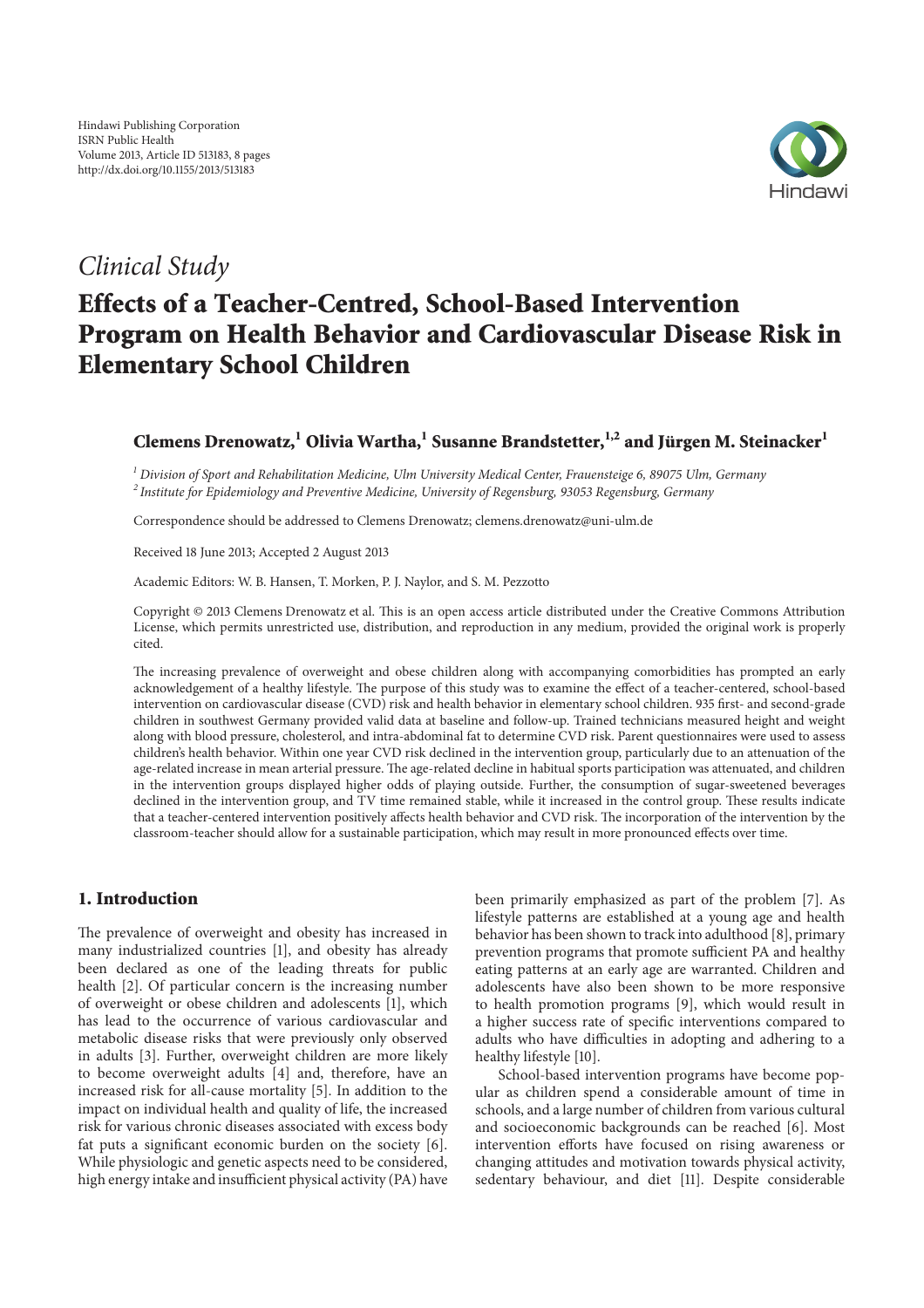Hindawi Publishing Corporation
ISRN Public Health
Volume 2013, Article ID 513183, 8 pages
http://dx.doi.org/10.1155/2013/513183

*Clinical Study*

# Effects of a Teacher-Centred, School-Based Intervention Program on Health Behavior and Cardiovascular Disease Risk in Elementary School Children

**Clemens Drenowatz,[1] Olivia Wartha,[1] Susanne Brandstetter,[1,2] and Jürgen M. Steinacker[1]**

[1] *Division of Sport and Rehabilitation Medicine, Ulm University Medical Center, Frauensteige 6, 89075 Ulm, Germany*
[2] *Institute for Epidemiology and Preventive Medicine, University of Regensburg, 93053 Regensburg, Germany*

Correspondence should be addressed to Clemens Drenowatz; clemens.drenowatz@uni-ulm.de

Received 18 June 2013; Accepted 2 August 2013

Academic Editors: W. B. Hansen, T. Morken, P. J. Naylor, and S. M. Pezzotto

Copyright © 2013 Clemens Drenowatz et al. This is an open access article distributed under the Creative Commons Attribution License, which permits unrestricted use, distribution, and reproduction in any medium, provided the original work is properly cited.

The increasing prevalence of overweight and obese children along with accompanying comorbidities has prompted an early acknowledgement of a healthy lifestyle. The purpose of this study was to examine the effect of a teacher-centered, school-based intervention on cardiovascular disease (CVD) risk and health behavior in elementary school children. 935 first- and second-grade children in southwest Germany provided valid data at baseline and follow-up. Trained technicians measured height and weight along with blood pressure, cholesterol, and intra-abdominal fat to determine CVD risk. Parent questionnaires were used to assess children's health behavior. Within one year CVD risk declined in the intervention group, particularly due to an attenuation of the age-related increase in mean arterial pressure. The age-related decline in habitual sports participation was attenuated, and children in the intervention groups displayed higher odds of playing outside. Further, the consumption of sugar-sweetened beverages declined in the intervention group, and TV time remained stable, while it increased in the control group. These results indicate that a teacher-centered intervention positively affects health behavior and CVD risk. The incorporation of the intervention by the classroom-teacher should allow for a sustainable participation, which may result in more pronounced effects over time.

## 1. Introduction

The prevalence of overweight and obesity has increased in many industrialized countries [1], and obesity has already been declared as one of the leading threats for public health [2]. Of particular concern is the increasing number of overweight or obese children and adolescents [1], which has lead to the occurrence of various cardiovascular and metabolic disease risks that were previously only observed in adults [3]. Further, overweight children are more likely to become overweight adults [4] and, therefore, have an increased risk for all-cause mortality [5]. In addition to the impact on individual health and quality of life, the increased risk for various chronic diseases associated with excess body fat puts a significant economic burden on the society [6]. While physiologic and genetic aspects need to be considered, high energy intake and insufficient physical activity (PA) have been primarily emphasized as part of the problem [7]. As lifestyle patterns are established at a young age and health behavior has been shown to track into adulthood [8], primary prevention programs that promote sufficient PA and healthy eating patterns at an early age are warranted. Children and adolescents have also been shown to be more responsive to health promotion programs [9], which would result in a higher success rate of specific interventions compared to adults who have difficulties in adopting and adhering to a healthy lifestyle [10].

School-based intervention programs have become popular as children spend a considerable amount of time in schools, and a large number of children from various cultural and socioeconomic backgrounds can be reached [6]. Most intervention efforts have focused on rising awareness or changing attitudes and motivation towards physical activity, sedentary behaviour, and diet [11]. Despite considerable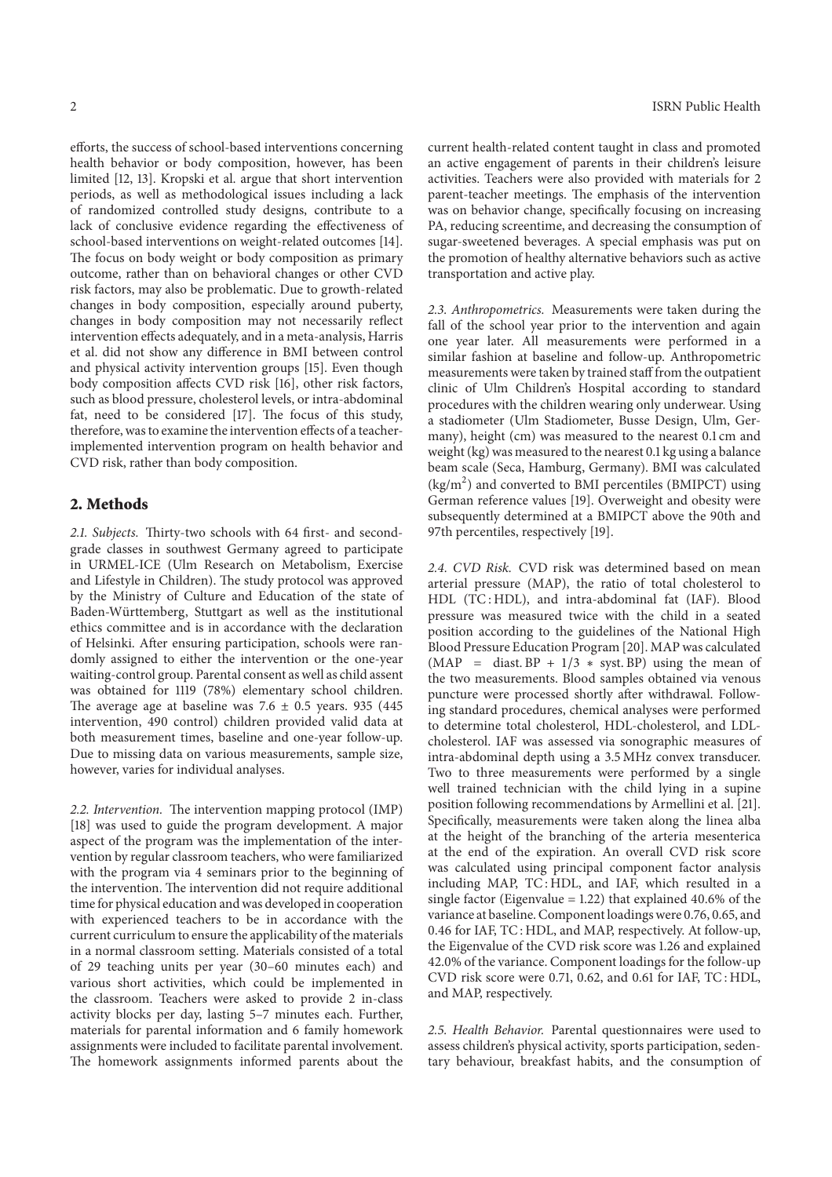efforts, the success of school-based interventions concerning health behavior or body composition, however, has been limited [12, 13]. Kropski et al. argue that short intervention periods, as well as methodological issues including a lack of randomized controlled study designs, contribute to a lack of conclusive evidence regarding the effectiveness of school-based interventions on weight-related outcomes [14]. The focus on body weight or body composition as primary outcome, rather than on behavioral changes or other CVD risk factors, may also be problematic. Due to growth-related changes in body composition, especially around puberty, changes in body composition may not necessarily reflect intervention effects adequately, and in a meta-analysis, Harris et al. did not show any difference in BMI between control and physical activity intervention groups [15]. Even though body composition affects CVD risk [16], other risk factors, such as blood pressure, cholesterol levels, or intra-abdominal fat, need to be considered [17]. The focus of this study, therefore, was to examine the intervention effects of a teacher-implemented intervention program on health behavior and CVD risk, rather than body composition.

## 2. Methods

*2.1. Subjects.* Thirty-two schools with 64 first- and second-grade classes in southwest Germany agreed to participate in URMEL-ICE (Ulm Research on Metabolism, Exercise and Lifestyle in Children). The study protocol was approved by the Ministry of Culture and Education of the state of Baden-Württemberg, Stuttgart as well as the institutional ethics committee and is in accordance with the declaration of Helsinki. After ensuring participation, schools were randomly assigned to either the intervention or the one-year waiting-control group. Parental consent as well as child assent was obtained for 1119 (78%) elementary school children. The average age at baseline was 7.6 ± 0.5 years. 935 (445 intervention, 490 control) children provided valid data at both measurement times, baseline and one-year follow-up. Due to missing data on various measurements, sample size, however, varies for individual analyses.

*2.2. Intervention.* The intervention mapping protocol (IMP) [18] was used to guide the program development. A major aspect of the program was the implementation of the intervention by regular classroom teachers, who were familiarized with the program via 4 seminars prior to the beginning of the intervention. The intervention did not require additional time for physical education and was developed in cooperation with experienced teachers to be in accordance with the current curriculum to ensure the applicability of the materials in a normal classroom setting. Materials consisted of a total of 29 teaching units per year (30–60 minutes each) and various short activities, which could be implemented in the classroom. Teachers were asked to provide 2 in-class activity blocks per day, lasting 5–7 minutes each. Further, materials for parental information and 6 family homework assignments were included to facilitate parental involvement. The homework assignments informed parents about the current health-related content taught in class and promoted an active engagement of parents in their children's leisure activities. Teachers were also provided with materials for 2 parent-teacher meetings. The emphasis of the intervention was on behavior change, specifically focusing on increasing PA, reducing screentime, and decreasing the consumption of sugar-sweetened beverages. A special emphasis was put on the promotion of healthy alternative behaviors such as active transportation and active play.

*2.3. Anthropometrics.* Measurements were taken during the fall of the school year prior to the intervention and again one year later. All measurements were performed in a similar fashion at baseline and follow-up. Anthropometric measurements were taken by trained staff from the outpatient clinic of Ulm Children's Hospital according to standard procedures with the children wearing only underwear. Using a stadiometer (Ulm Stadiometer, Busse Design, Ulm, Germany), height (cm) was measured to the nearest 0.1 cm and weight (kg) was measured to the nearest 0.1 kg using a balance beam scale (Seca, Hamburg, Germany). BMI was calculated ($kg/m^2$) and converted to BMI percentiles (BMIPCT) using German reference values [19]. Overweight and obesity were subsequently determined at a BMIPCT above the 90th and 97th percentiles, respectively [19].

*2.4. CVD Risk.* CVD risk was determined based on mean arterial pressure (MAP), the ratio of total cholesterol to HDL (TC : HDL), and intra-abdominal fat (IAF). Blood pressure was measured twice with the child in a seated position according to the guidelines of the National High Blood Pressure Education Program [20]. MAP was calculated ($\text{MAP} = \text{diast. BP} + 1/3 * \text{syst. BP}$) using the mean of the two measurements. Blood samples obtained via venous puncture were processed shortly after withdrawal. Following standard procedures, chemical analyses were performed to determine total cholesterol, HDL-cholesterol, and LDL-cholesterol. IAF was assessed via sonographic measures of intra-abdominal depth using a 3.5 MHz convex transducer. Two to three measurements were performed by a single well trained technician with the child lying in a supine position following recommendations by Armellini et al. [21]. Specifically, measurements were taken along the linea alba at the height of the branching of the arteria mesenterica at the end of the expiration. An overall CVD risk score was calculated using principal component factor analysis including MAP, TC : HDL, and IAF, which resulted in a single factor (Eigenvalue = 1.22) that explained 40.6% of the variance at baseline. Component loadings were 0.76, 0.65, and 0.46 for IAF, TC : HDL, and MAP, respectively. At follow-up, the Eigenvalue of the CVD risk score was 1.26 and explained 42.0% of the variance. Component loadings for the follow-up CVD risk score were 0.71, 0.62, and 0.61 for IAF, TC : HDL, and MAP, respectively.

*2.5. Health Behavior.* Parental questionnaires were used to assess children's physical activity, sports participation, sedentary behaviour, breakfast habits, and the consumption of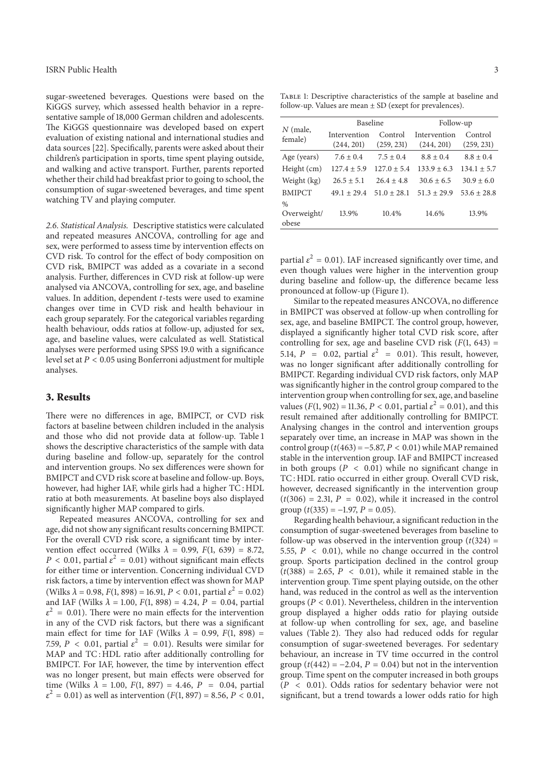sugar-sweetened beverages. Questions were based on the KiGGS survey, which assessed health behavior in a representative sample of 18,000 German children and adolescents. The KiGGS questionnaire was developed based on expert evaluation of existing national and international studies and data sources [22]. Specifically, parents were asked about their children's participation in sports, time spent playing outside, and walking and active transport. Further, parents reported whether their child had breakfast prior to going to school, the consumption of sugar-sweetened beverages, and time spent watching TV and playing computer.

*2.6. Statistical Analysis.* Descriptive statistics were calculated and repeated measures ANCOVA, controlling for age and sex, were performed to assess time by intervention effects on CVD risk. To control for the effect of body composition on CVD risk, BMIPCT was added as a covariate in a second analysis. Further, differences in CVD risk at follow-up were analysed via ANCOVA, controlling for sex, age, and baseline values. In addition, dependent $t$-tests were used to examine changes over time in CVD risk and health behaviour in each group separately. For the categorical variables regarding health behaviour, odds ratios at follow-up, adjusted for sex, age, and baseline values, were calculated as well. Statistical analyses were performed using SPSS 19.0 with a significance level set at $P < 0.05$ using Bonferroni adjustment for multiple analyses.

## 3. Results

There were no differences in age, BMIPCT, or CVD risk factors at baseline between children included in the analysis and those who did not provide data at follow-up. Table 1 shows the descriptive characteristics of the sample with data during baseline and follow-up, separately for the control and intervention groups. No sex differences were shown for BMIPCT and CVD risk score at baseline and follow-up. Boys, however, had higher IAF, while girls had a higher TC : HDL ratio at both measurements. At baseline boys also displayed significantly higher MAP compared to girls.

Table 1: Descriptive characteristics of the sample at baseline and follow-up. Values are mean ± SD (exept for prevalences).

| $N$ (male, female) | Baseline | | Follow-up | |
|---|---|---|---|---|
| | Intervention (244, 201) | Control (259, 231) | Intervention (244, 201) | Control (259, 231) |
| Age (years) | 7.6 ± 0.4 | 7.5 ± 0.4 | 8.8 ± 0.4 | 8.8 ± 0.4 |
| Height (cm) | 127.4 ± 5.9 | 127.0 ± 5.4 | 133.9 ± 6.3 | 134.1 ± 5.7 |
| Weight (kg) | 26.5 ± 5.1 | 26.4 ± 4.8 | 30.6 ± 6.5 | 30.9 ± 6.0 |
| BMIPCT | 49.1 ± 29.4 | 51.0 ± 28.1 | 51.3 ± 29.9 | 53.6 ± 28.8 |
| % Overweight/obese | 13.9% | 10.4% | 14.6% | 13.9% |

Repeated measures ANCOVA, controlling for sex and age, did not show any significant results concerning BMIPCT. For the overall CVD risk score, a significant time by intervention effect occurred (Wilks $\lambda = 0.99$, $F(1, 639) = 8.72$, $P < 0.01$, partial $\varepsilon^2 = 0.01$) without significant main effects for either time or intervention. Concerning individual CVD risk factors, a time by intervention effect was shown for MAP (Wilks $\lambda = 0.98$, $F(1, 898) = 16.91$, $P < 0.01$, partial $\varepsilon^2 = 0.02$) and IAF (Wilks $\lambda = 1.00$, $F(1, 898) = 4.24$, $P = 0.04$, partial $\varepsilon^2 = 0.01$). There were no main effects for the intervention in any of the CVD risk factors, but there was a significant main effect for time for IAF (Wilks $\lambda = 0.99$, $F(1, 898) = 7.59$, $P < 0.01$, partial $\varepsilon^2 = 0.01$). Results were similar for MAP and TC : HDL ratio after additionally controlling for BMIPCT. For IAF, however, the time by intervention effect was no longer present, but main effects were observed for time (Wilks $\lambda = 1.00$, $F(1, 897) = 4.46$, $P = 0.04$, partial $\varepsilon^2 = 0.01$) as well as intervention ($F(1, 897) = 8.56$, $P < 0.01$, partial $\varepsilon^2 = 0.01$). IAF increased significantly over time, and even though values were higher in the intervention group during baseline and follow-up, the difference became less pronounced at follow-up (Figure 1).

Similar to the repeated measures ANCOVA, no difference in BMIPCT was observed at follow-up when controlling for sex, age, and baseline BMIPCT. The control group, however, displayed a significantly higher total CVD risk score, after controlling for sex, age and baseline CVD risk ($F(1, 643) = 5.14$, $P = 0.02$, partial $\varepsilon^2 = 0.01$). This result, however, was no longer significant after additionally controlling for BMIPCT. Regarding individual CVD risk factors, only MAP was significantly higher in the control group compared to the intervention group when controlling for sex, age, and baseline values ($F(1, 902) = 11.36$, $P < 0.01$, partial $\varepsilon^2 = 0.01$), and this result remained after additionally controlling for BMIPCT. Analysing changes in the control and intervention groups separately over time, an increase in MAP was shown in the control group ($t(463) = -5.87$, $P < 0.01$) while MAP remained stable in the intervention group. IAF and BMIPCT increased in both groups ($P < 0.01$) while no significant change in TC : HDL ratio occurred in either group. Overall CVD risk, however, decreased significantly in the intervention group ($t(306) = 2.31$, $P = 0.02$), while it increased in the control group ($t(335) = -1.97$, $P = 0.05$).

Regarding health behaviour, a significant reduction in the consumption of sugar-sweetened beverages from baseline to follow-up was observed in the intervention group ($t(324) = 5.55$, $P < 0.01$), while no change occurred in the control group. Sports participation declined in the control group ($t(388) = 2.65$, $P < 0.01$), while it remained stable in the intervention group. Time spent playing outside, on the other hand, was reduced in the control as well as the intervention groups ($P < 0.01$). Nevertheless, children in the intervention group displayed a higher odds ratio for playing outside at follow-up when controlling for sex, age, and baseline values (Table 2). They also had reduced odds for regular consumption of sugar-sweetened beverages. For sedentary behaviour, an increase in TV time occurred in the control group ($t(442) = -2.04$, $P = 0.04$) but not in the intervention group. Time spent on the computer increased in both groups ($P < 0.01$). Odds ratios for sedentary behavior were not significant, but a trend towards a lower odds ratio for high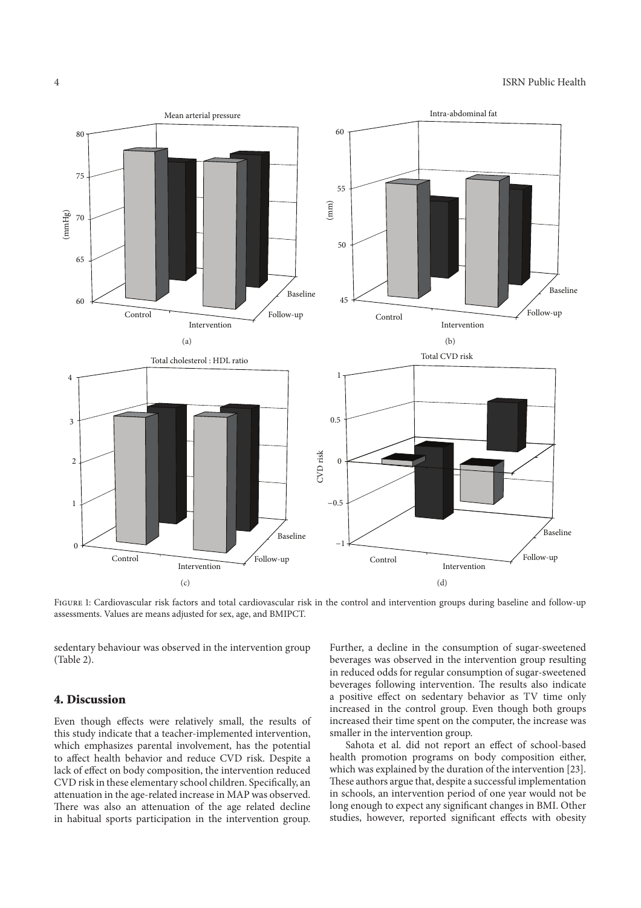Figure 1: Cardiovascular risk factors and total cardiovascular risk in the control and intervention groups during baseline and follow-up assessments. Values are means adjusted for sex, age, and BMIPCT.

sedentary behaviour was observed in the intervention group (Table 2).

## 4. Discussion

Even though effects were relatively small, the results of this study indicate that a teacher-implemented intervention, which emphasizes parental involvement, has the potential to affect health behavior and reduce CVD risk. Despite a lack of effect on body composition, the intervention reduced CVD risk in these elementary school children. Specifically, an attenuation in the age-related increase in MAP was observed. There was also an attenuation of the age related decline in habitual sports participation in the intervention group. Further, a decline in the consumption of sugar-sweetened beverages was observed in the intervention group resulting in reduced odds for regular consumption of sugar-sweetened beverages following intervention. The results also indicate a positive effect on sedentary behavior as TV time only increased in the control group. Even though both groups increased their time spent on the computer, the increase was smaller in the intervention group.

Sahota et al. did not report an effect of school-based health promotion programs on body composition either, which was explained by the duration of the intervention [23]. These authors argue that, despite a successful implementation in schools, an intervention period of one year would not be long enough to expect any significant changes in BMI. Other studies, however, reported significant effects with obesity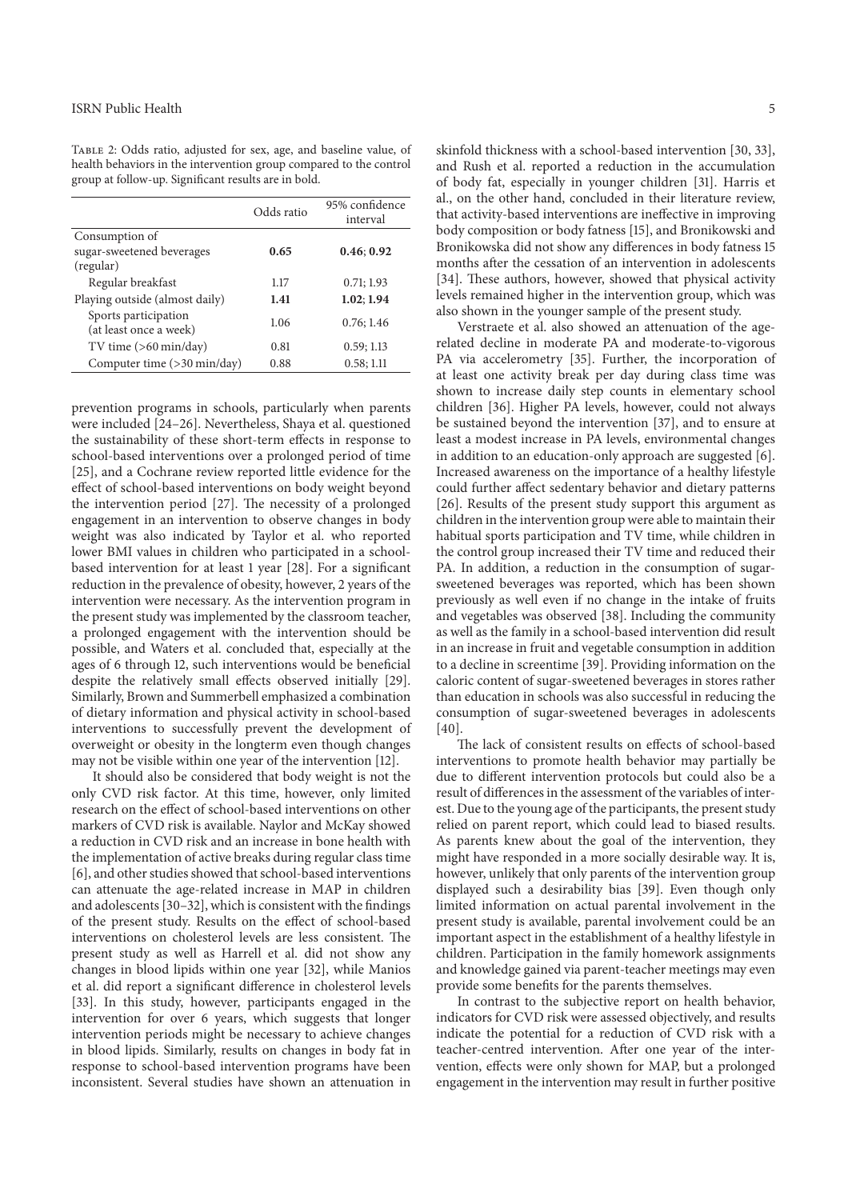Table 2: Odds ratio, adjusted for sex, age, and baseline value, of health behaviors in the intervention group compared to the control group at follow-up. Significant results are in bold.

| | Odds ratio | 95% confidence interval |
|---|---|---|
| Consumption of sugar-sweetened beverages (regular) | **0.65** | **0.46; 0.92** |
| Regular breakfast | 1.17 | 0.71; 1.93 |
| Playing outside (almost daily) | **1.41** | **1.02; 1.94** |
| Sports participation (at least once a week) | 1.06 | 0.76; 1.46 |
| TV time (>60 min/day) | 0.81 | 0.59; 1.13 |
| Computer time (>30 min/day) | 0.88 | 0.58; 1.11 |

prevention programs in schools, particularly when parents were included [24–26]. Nevertheless, Shaya et al. questioned the sustainability of these short-term effects in response to school-based interventions over a prolonged period of time [25], and a Cochrane review reported little evidence for the effect of school-based interventions on body weight beyond the intervention period [27]. The necessity of a prolonged engagement in an intervention to observe changes in body weight was also indicated by Taylor et al. who reported lower BMI values in children who participated in a school-based intervention for at least 1 year [28]. For a significant reduction in the prevalence of obesity, however, 2 years of the intervention were necessary. As the intervention program in the present study was implemented by the classroom teacher, a prolonged engagement with the intervention should be possible, and Waters et al. concluded that, especially at the ages of 6 through 12, such interventions would be beneficial despite the relatively small effects observed initially [29]. Similarly, Brown and Summerbell emphasized a combination of dietary information and physical activity in school-based interventions to successfully prevent the development of overweight or obesity in the longterm even though changes may not be visible within one year of the intervention [12].

It should also be considered that body weight is not the only CVD risk factor. At this time, however, only limited research on the effect of school-based interventions on other markers of CVD risk is available. Naylor and McKay showed a reduction in CVD risk and an increase in bone health with the implementation of active breaks during regular class time [6], and other studies showed that school-based interventions can attenuate the age-related increase in MAP in children and adolescents [30–32], which is consistent with the findings of the present study. Results on the effect of school-based interventions on cholesterol levels are less consistent. The present study as well as Harrell et al. did not show any changes in blood lipids within one year [32], while Manios et al. did report a significant difference in cholesterol levels [33]. In this study, however, participants engaged in the intervention for over 6 years, which suggests that longer intervention periods might be necessary to achieve changes in blood lipids. Similarly, results on changes in body fat in response to school-based intervention programs have been inconsistent. Several studies have shown an attenuation in skinfold thickness with a school-based intervention [30, 33], and Rush et al. reported a reduction in the accumulation of body fat, especially in younger children [31]. Harris et al., on the other hand, concluded in their literature review, that activity-based interventions are ineffective in improving body composition or body fatness [15], and Bronikowski and Bronikowska did not show any differences in body fatness 15 months after the cessation of an intervention in adolescents [34]. These authors, however, showed that physical activity levels remained higher in the intervention group, which was also shown in the younger sample of the present study.

Verstraete et al. also showed an attenuation of the age-related decline in moderate PA and moderate-to-vigorous PA via accelerometry [35]. Further, the incorporation of at least one activity break per day during class time was shown to increase daily step counts in elementary school children [36]. Higher PA levels, however, could not always be sustained beyond the intervention [37], and to ensure at least a modest increase in PA levels, environmental changes in addition to an education-only approach are suggested [6]. Increased awareness on the importance of a healthy lifestyle could further affect sedentary behavior and dietary patterns [26]. Results of the present study support this argument as children in the intervention group were able to maintain their habitual sports participation and TV time, while children in the control group increased their TV time and reduced their PA. In addition, a reduction in the consumption of sugar-sweetened beverages was reported, which has been shown previously as well even if no change in the intake of fruits and vegetables was observed [38]. Including the community as well as the family in a school-based intervention did result in an increase in fruit and vegetable consumption in addition to a decline in screentime [39]. Providing information on the caloric content of sugar-sweetened beverages in stores rather than education in schools was also successful in reducing the consumption of sugar-sweetened beverages in adolescents [40].

The lack of consistent results on effects of school-based interventions to promote health behavior may partially be due to different intervention protocols but could also be a result of differences in the assessment of the variables of interest. Due to the young age of the participants, the present study relied on parent report, which could lead to biased results. As parents knew about the goal of the intervention, they might have responded in a more socially desirable way. It is, however, unlikely that only parents of the intervention group displayed such a desirability bias [39]. Even though only limited information on actual parental involvement in the present study is available, parental involvement could be an important aspect in the establishment of a healthy lifestyle in children. Participation in the family homework assignments and knowledge gained via parent-teacher meetings may even provide some benefits for the parents themselves.

In contrast to the subjective report on health behavior, indicators for CVD risk were assessed objectively, and results indicate the potential for a reduction of CVD risk with a teacher-centred intervention. After one year of the intervention, effects were only shown for MAP, but a prolonged engagement in the intervention may result in further positive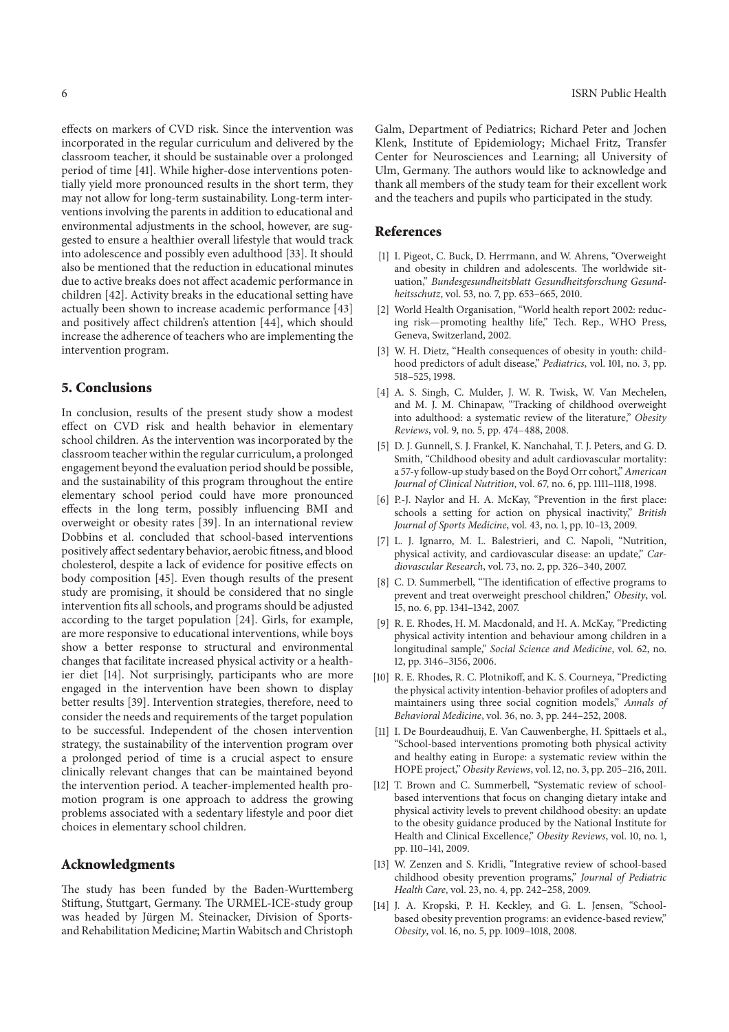effects on markers of CVD risk. Since the intervention was incorporated in the regular curriculum and delivered by the classroom teacher, it should be sustainable over a prolonged period of time [41]. While higher-dose interventions potentially yield more pronounced results in the short term, they may not allow for long-term sustainability. Long-term interventions involving the parents in addition to educational and environmental adjustments in the school, however, are suggested to ensure a healthier overall lifestyle that would track into adolescence and possibly even adulthood [33]. It should also be mentioned that the reduction in educational minutes due to active breaks does not affect academic performance in children [42]. Activity breaks in the educational setting have actually been shown to increase academic performance [43] and positively affect children's attention [44], which should increase the adherence of teachers who are implementing the intervention program.

## 5. Conclusions

In conclusion, results of the present study show a modest effect on CVD risk and health behavior in elementary school children. As the intervention was incorporated by the classroom teacher within the regular curriculum, a prolonged engagement beyond the evaluation period should be possible, and the sustainability of this program throughout the entire elementary school period could have more pronounced effects in the long term, possibly influencing BMI and overweight or obesity rates [39]. In an international review Dobbins et al. concluded that school-based interventions positively affect sedentary behavior, aerobic fitness, and blood cholesterol, despite a lack of evidence for positive effects on body composition [45]. Even though results of the present study are promising, it should be considered that no single intervention fits all schools, and programs should be adjusted according to the target population [24]. Girls, for example, are more responsive to educational interventions, while boys show a better response to structural and environmental changes that facilitate increased physical activity or a healthier diet [14]. Not surprisingly, participants who are more engaged in the intervention have been shown to display better results [39]. Intervention strategies, therefore, need to consider the needs and requirements of the target population to be successful. Independent of the chosen intervention strategy, the sustainability of the intervention program over a prolonged period of time is a crucial aspect to ensure clinically relevant changes that can be maintained beyond the intervention period. A teacher-implemented health promotion program is one approach to address the growing problems associated with a sedentary lifestyle and poor diet choices in elementary school children.

## Acknowledgments

The study has been funded by the Baden-Wurttemberg Stiftung, Stuttgart, Germany. The URMEL-ICE-study group was headed by Jürgen M. Steinacker, Division of Sports- and Rehabilitation Medicine; Martin Wabitsch and Christoph Galm, Department of Pediatrics; Richard Peter and Jochen Klenk, Institute of Epidemiology; Michael Fritz, Transfer Center for Neurosciences and Learning; all University of Ulm, Germany. The authors would like to acknowledge and thank all members of the study team for their excellent work and the teachers and pupils who participated in the study.

## References

[1] I. Pigeot, C. Buck, D. Herrmann, and W. Ahrens, "Overweight and obesity in children and adolescents. The worldwide situation," *Bundesgesundheitsblatt Gesundheitsforschung Gesundheitsschutz*, vol. 53, no. 7, pp. 653–665, 2010.

[2] World Health Organisation, "World health report 2002: reducing risk—promoting healthy life," Tech. Rep., WHO Press, Geneva, Switzerland, 2002.

[3] W. H. Dietz, "Health consequences of obesity in youth: childhood predictors of adult disease," *Pediatrics*, vol. 101, no. 3, pp. 518–525, 1998.

[4] A. S. Singh, C. Mulder, J. W. R. Twisk, W. Van Mechelen, and M. J. M. Chinapaw, "Tracking of childhood overweight into adulthood: a systematic review of the literature," *Obesity Reviews*, vol. 9, no. 5, pp. 474–488, 2008.

[5] D. J. Gunnell, S. J. Frankel, K. Nanchahal, T. J. Peters, and G. D. Smith, "Childhood obesity and adult cardiovascular mortality: a 57-y follow-up study based on the Boyd Orr cohort," *American Journal of Clinical Nutrition*, vol. 67, no. 6, pp. 1111–1118, 1998.

[6] P.-J. Naylor and H. A. McKay, "Prevention in the first place: schools a setting for action on physical inactivity," *British Journal of Sports Medicine*, vol. 43, no. 1, pp. 10–13, 2009.

[7] L. J. Ignarro, M. L. Balestrieri, and C. Napoli, "Nutrition, physical activity, and cardiovascular disease: an update," *Cardiovascular Research*, vol. 73, no. 2, pp. 326–340, 2007.

[8] C. D. Summerbell, "The identification of effective programs to prevent and treat overweight preschool children," *Obesity*, vol. 15, no. 6, pp. 1341–1342, 2007.

[9] R. E. Rhodes, H. M. Macdonald, and H. A. McKay, "Predicting physical activity intention and behaviour among children in a longitudinal sample," *Social Science and Medicine*, vol. 62, no. 12, pp. 3146–3156, 2006.

[10] R. E. Rhodes, R. C. Plotnikoff, and K. S. Courneya, "Predicting the physical activity intention-behavior profiles of adopters and maintainers using three social cognition models," *Annals of Behavioral Medicine*, vol. 36, no. 3, pp. 244–252, 2008.

[11] I. De Bourdeaudhuij, E. Van Cauwenberghe, H. Spittaels et al., "School-based interventions promoting both physical activity and healthy eating in Europe: a systematic review within the HOPE project," *Obesity Reviews*, vol. 12, no. 3, pp. 205–216, 2011.

[12] T. Brown and C. Summerbell, "Systematic review of school-based interventions that focus on changing dietary intake and physical activity levels to prevent childhood obesity: an update to the obesity guidance produced by the National Institute for Health and Clinical Excellence," *Obesity Reviews*, vol. 10, no. 1, pp. 110–141, 2009.

[13] W. Zenzen and S. Kridli, "Integrative review of school-based childhood obesity prevention programs," *Journal of Pediatric Health Care*, vol. 23, no. 4, pp. 242–258, 2009.

[14] J. A. Kropski, P. H. Keckley, and G. L. Jensen, "School-based obesity prevention programs: an evidence-based review," *Obesity*, vol. 16, no. 5, pp. 1009–1018, 2008.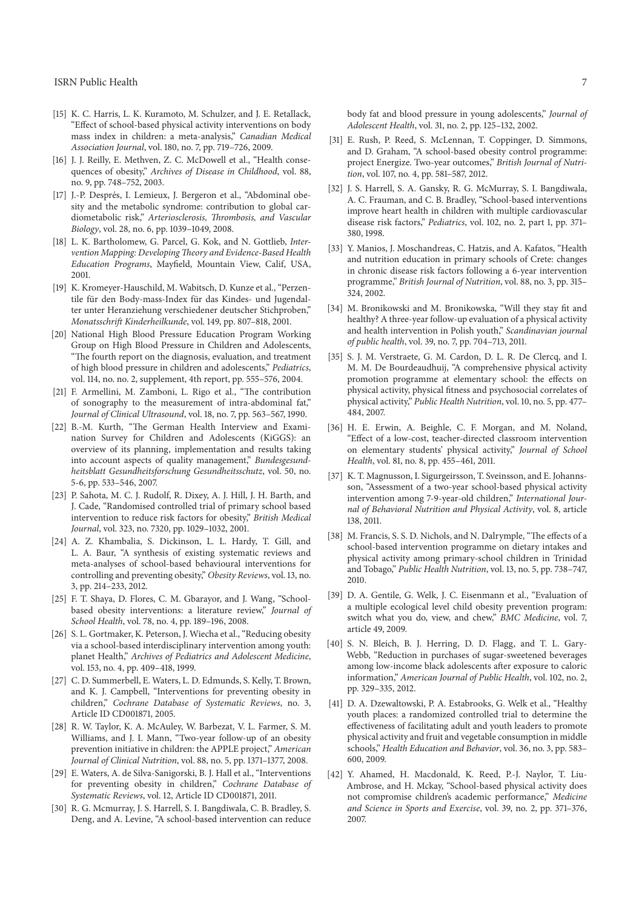[15] K. C. Harris, L. K. Kuramoto, M. Schulzer, and J. E. Retallack, "Effect of school-based physical activity interventions on body mass index in children: a meta-analysis," *Canadian Medical Association Journal*, vol. 180, no. 7, pp. 719–726, 2009.

[16] J. J. Reilly, E. Methven, Z. C. McDowell et al., "Health consequences of obesity," *Archives of Disease in Childhood*, vol. 88, no. 9, pp. 748–752, 2003.

[17] J.-P. Després, I. Lemieux, J. Bergeron et al., "Abdominal obesity and the metabolic syndrome: contribution to global cardiometabolic risk," *Arteriosclerosis, Thrombosis, and Vascular Biology*, vol. 28, no. 6, pp. 1039–1049, 2008.

[18] L. K. Bartholomew, G. Parcel, G. Kok, and N. Gottlieb, *Intervention Mapping: Developing Theory and Evidence-Based Health Education Programs*, Mayfield, Mountain View, Calif, USA, 2001.

[19] K. Kromeyer-Hauschild, M. Wabitsch, D. Kunze et al., "Perzentile für den Body-mass-Index für das Kindes- und Jugendalter unter Heranziehung verschiedener deutscher Stichproben," *Monatsschrift Kinderheilkunde*, vol. 149, pp. 807–818, 2001.

[20] National High Blood Pressure Education Program Working Group on High Blood Pressure in Children and Adolescents, "The fourth report on the diagnosis, evaluation, and treatment of high blood pressure in children and adolescents," *Pediatrics*, vol. 114, no. no. 2, supplement, 4th report, pp. 555–576, 2004.

[21] F. Armellini, M. Zamboni, L. Rigo et al., "The contribution of sonography to the measurement of intra-abdominal fat," *Journal of Clinical Ultrasound*, vol. 18, no. 7, pp. 563–567, 1990.

[22] B.-M. Kurth, "The German Health Interview and Examination Survey for Children and Adolescents (KiGGS): an overview of its planning, implementation and results taking into account aspects of quality management," *Bundesgesundheitsblatt Gesundheitsforschung Gesundheitsschutz*, vol. 50, no. 5-6, pp. 533–546, 2007.

[23] P. Sahota, M. C. J. Rudolf, R. Dixey, A. J. Hill, J. H. Barth, and J. Cade, "Randomised controlled trial of primary school based intervention to reduce risk factors for obesity," *British Medical Journal*, vol. 323, no. 7320, pp. 1029–1032, 2001.

[24] A. Z. Khambalia, S. Dickinson, L. L. Hardy, T. Gill, and L. A. Baur, "A synthesis of existing systematic reviews and meta-analyses of school-based behavioural interventions for controlling and preventing obesity," *Obesity Reviews*, vol. 13, no. 3, pp. 214–233, 2012.

[25] F. T. Shaya, D. Flores, C. M. Gbarayor, and J. Wang, "School-based obesity interventions: a literature review," *Journal of School Health*, vol. 78, no. 4, pp. 189–196, 2008.

[26] S. L. Gortmaker, K. Peterson, J. Wiecha et al., "Reducing obesity via a school-based interdisciplinary intervention among youth: planet Health," *Archives of Pediatrics and Adolescent Medicine*, vol. 153, no. 4, pp. 409–418, 1999.

[27] C. D. Summerbell, E. Waters, L. D. Edmunds, S. Kelly, T. Brown, and K. J. Campbell, "Interventions for preventing obesity in children," *Cochrane Database of Systematic Reviews*, no. 3, Article ID CD001871, 2005.

[28] R. W. Taylor, K. A. McAuley, W. Barbezat, V. L. Farmer, S. M. Williams, and J. I. Mann, "Two-year follow-up of an obesity prevention initiative in children: the APPLE project," *American Journal of Clinical Nutrition*, vol. 88, no. 5, pp. 1371–1377, 2008.

[29] E. Waters, A. de Silva-Sanigorski, B. J. Hall et al., "Interventions for preventing obesity in children," *Cochrane Database of Systematic Reviews*, vol. 12, Article ID CD001871, 2011.

[30] R. G. Mcmurray, J. S. Harrell, S. I. Bangdiwala, C. B. Bradley, S. Deng, and A. Levine, "A school-based intervention can reduce body fat and blood pressure in young adolescents," *Journal of Adolescent Health*, vol. 31, no. 2, pp. 125–132, 2002.

[31] E. Rush, P. Reed, S. McLennan, T. Coppinger, D. Simmons, and D. Graham, "A school-based obesity control programme: project Energize. Two-year outcomes," *British Journal of Nutrition*, vol. 107, no. 4, pp. 581–587, 2012.

[32] J. S. Harrell, S. A. Gansky, R. G. McMurray, S. I. Bangdiwala, A. C. Frauman, and C. B. Bradley, "School-based interventions improve heart health in children with multiple cardiovascular disease risk factors," *Pediatrics*, vol. 102, no. 2, part 1, pp. 371–380, 1998.

[33] Y. Manios, J. Moschandreas, C. Hatzis, and A. Kafatos, "Health and nutrition education in primary schools of Crete: changes in chronic disease risk factors following a 6-year intervention programme," *British Journal of Nutrition*, vol. 88, no. 3, pp. 315–324, 2002.

[34] M. Bronikowski and M. Bronikowska, "Will they stay fit and healthy? A three-year follow-up evaluation of a physical activity and health intervention in Polish youth," *Scandinavian journal of public health*, vol. 39, no. 7, pp. 704–713, 2011.

[35] S. J. M. Verstraete, G. M. Cardon, D. L. R. De Clercq, and I. M. M. De Bourdeaudhuij, "A comprehensive physical activity promotion programme at elementary school: the effects on physical activity, physical fitness and psychosocial correlates of physical activity," *Public Health Nutrition*, vol. 10, no. 5, pp. 477–484, 2007.

[36] H. E. Erwin, A. Beighle, C. F. Morgan, and M. Noland, "Effect of a low-cost, teacher-directed classroom intervention on elementary students' physical activity," *Journal of School Health*, vol. 81, no. 8, pp. 455–461, 2011.

[37] K. T. Magnusson, I. Sigurgeirsson, T. Sveinsson, and E. Johannsson, "Assessment of a two-year school-based physical activity intervention among 7-9-year-old children," *International Journal of Behavioral Nutrition and Physical Activity*, vol. 8, article 138, 2011.

[38] M. Francis, S. S. D. Nichols, and N. Dalrymple, "The effects of a school-based intervention programme on dietary intakes and physical activity among primary-school children in Trinidad and Tobago," *Public Health Nutrition*, vol. 13, no. 5, pp. 738–747, 2010.

[39] D. A. Gentile, G. Welk, J. C. Eisenmann et al., "Evaluation of a multiple ecological level child obesity prevention program: switch what you do, view, and chew," *BMC Medicine*, vol. 7, article 49, 2009.

[40] S. N. Bleich, B. J. Herring, D. D. Flagg, and T. L. Gary-Webb, "Reduction in purchases of sugar-sweetened beverages among low-income black adolescents after exposure to caloric information," *American Journal of Public Health*, vol. 102, no. 2, pp. 329–335, 2012.

[41] D. A. Dzewaltowski, P. A. Estabrooks, G. Welk et al., "Healthy youth places: a randomized controlled trial to determine the effectiveness of facilitating adult and youth leaders to promote physical activity and fruit and vegetable consumption in middle schools," *Health Education and Behavior*, vol. 36, no. 3, pp. 583–600, 2009.

[42] Y. Ahamed, H. Macdonald, K. Reed, P.-J. Naylor, T. Liu-Ambrose, and H. Mckay, "School-based physical activity does not compromise children's academic performance," *Medicine and Science in Sports and Exercise*, vol. 39, no. 2, pp. 371–376, 2007.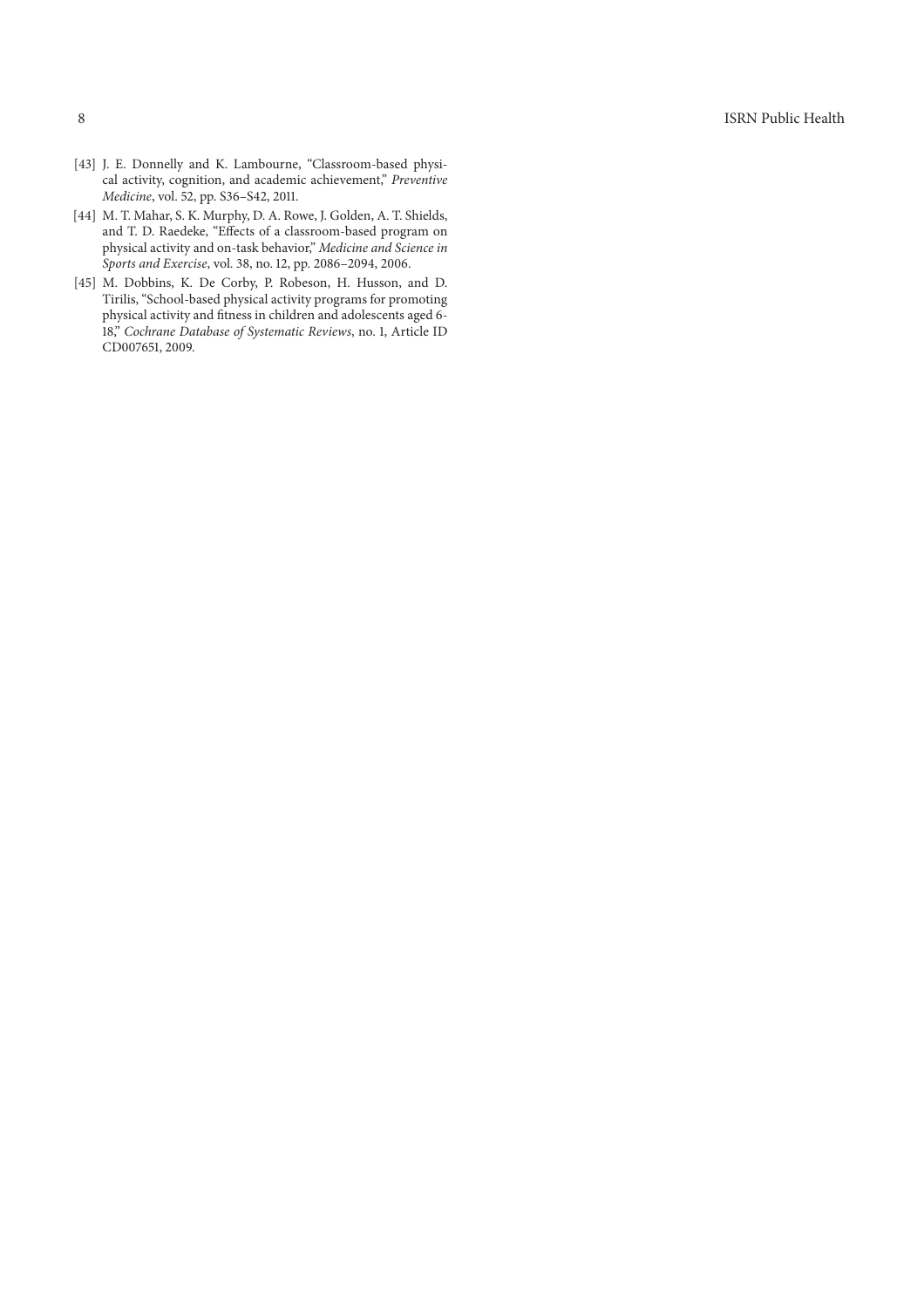[43] J. E. Donnelly and K. Lambourne, "Classroom-based physical activity, cognition, and academic achievement," *Preventive Medicine*, vol. 52, pp. S36–S42, 2011.

[44] M. T. Mahar, S. K. Murphy, D. A. Rowe, J. Golden, A. T. Shields, and T. D. Raedeke, "Effects of a classroom-based program on physical activity and on-task behavior," *Medicine and Science in Sports and Exercise*, vol. 38, no. 12, pp. 2086–2094, 2006.

[45] M. Dobbins, K. De Corby, P. Robeson, H. Husson, and D. Tirilis, "School-based physical activity programs for promoting physical activity and fitness in children and adolescents aged 6-18," *Cochrane Database of Systematic Reviews*, no. 1, Article ID CD007651, 2009.